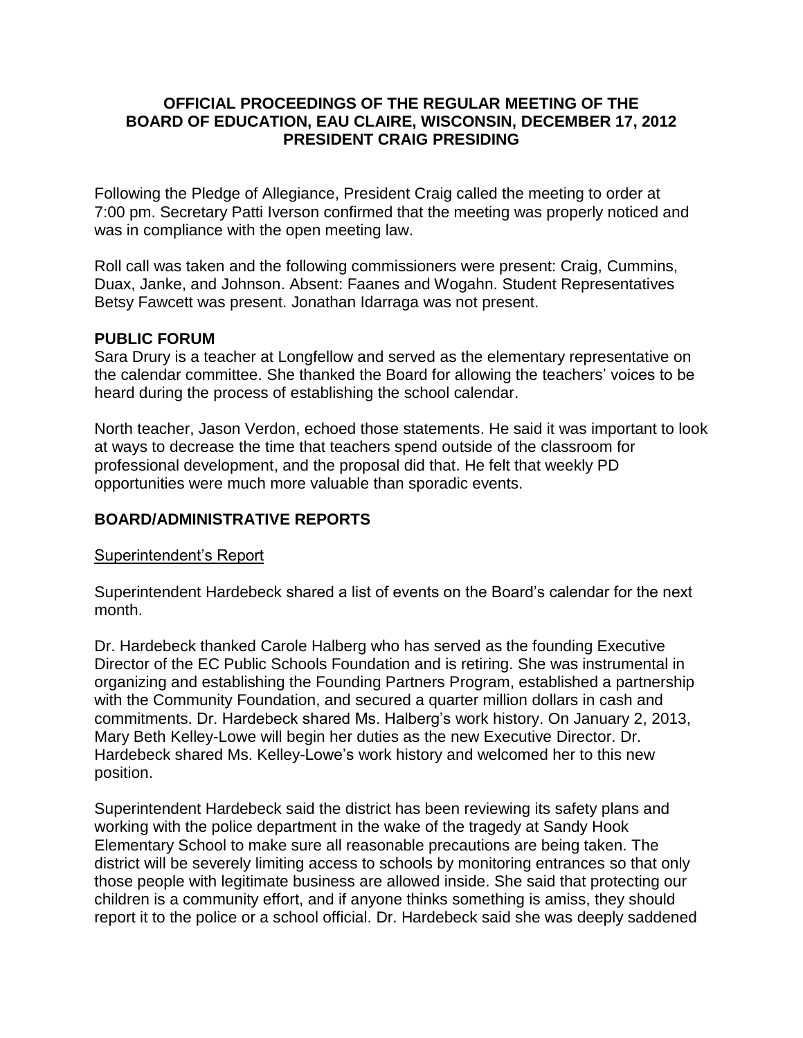# OFFICIAL PROCEEDINGS OF THE REGULAR MEETING OF THE BOARD OF EDUCATION, EAU CLAIRE, WISCONSIN, DECEMBER 17, 2012
## PRESIDENT CRAIG PRESIDING

Following the Pledge of Allegiance, President Craig called the meeting to order at 7:00 pm. Secretary Patti Iverson confirmed that the meeting was properly noticed and was in compliance with the open meeting law.

Roll call was taken and the following commissioners were present: Craig, Cummins, Duax, Janke, and Johnson. Absent: Faanes and Wogahn. Student Representatives Betsy Fawcett was present. Jonathan Idarraga was not present.

## PUBLIC FORUM

Sara Drury is a teacher at Longfellow and served as the elementary representative on the calendar committee. She thanked the Board for allowing the teachers' voices to be heard during the process of establishing the school calendar.

North teacher, Jason Verdon, echoed those statements. He said it was important to look at ways to decrease the time that teachers spend outside of the classroom for professional development, and the proposal did that. He felt that weekly PD opportunities were much more valuable than sporadic events.

## BOARD/ADMINISTRATIVE REPORTS

### Superintendent's Report

Superintendent Hardebeck shared a list of events on the Board's calendar for the next month.

Dr. Hardebeck thanked Carole Halberg who has served as the founding Executive Director of the EC Public Schools Foundation and is retiring. She was instrumental in organizing and establishing the Founding Partners Program, established a partnership with the Community Foundation, and secured a quarter million dollars in cash and commitments. Dr. Hardebeck shared Ms. Halberg's work history. On January 2, 2013, Mary Beth Kelley-Lowe will begin her duties as the new Executive Director. Dr. Hardebeck shared Ms. Kelley-Lowe's work history and welcomed her to this new position.

Superintendent Hardebeck said the district has been reviewing its safety plans and working with the police department in the wake of the tragedy at Sandy Hook Elementary School to make sure all reasonable precautions are being taken. The district will be severely limiting access to schools by monitoring entrances so that only those people with legitimate business are allowed inside. She said that protecting our children is a community effort, and if anyone thinks something is amiss, they should report it to the police or a school official. Dr. Hardebeck said she was deeply saddened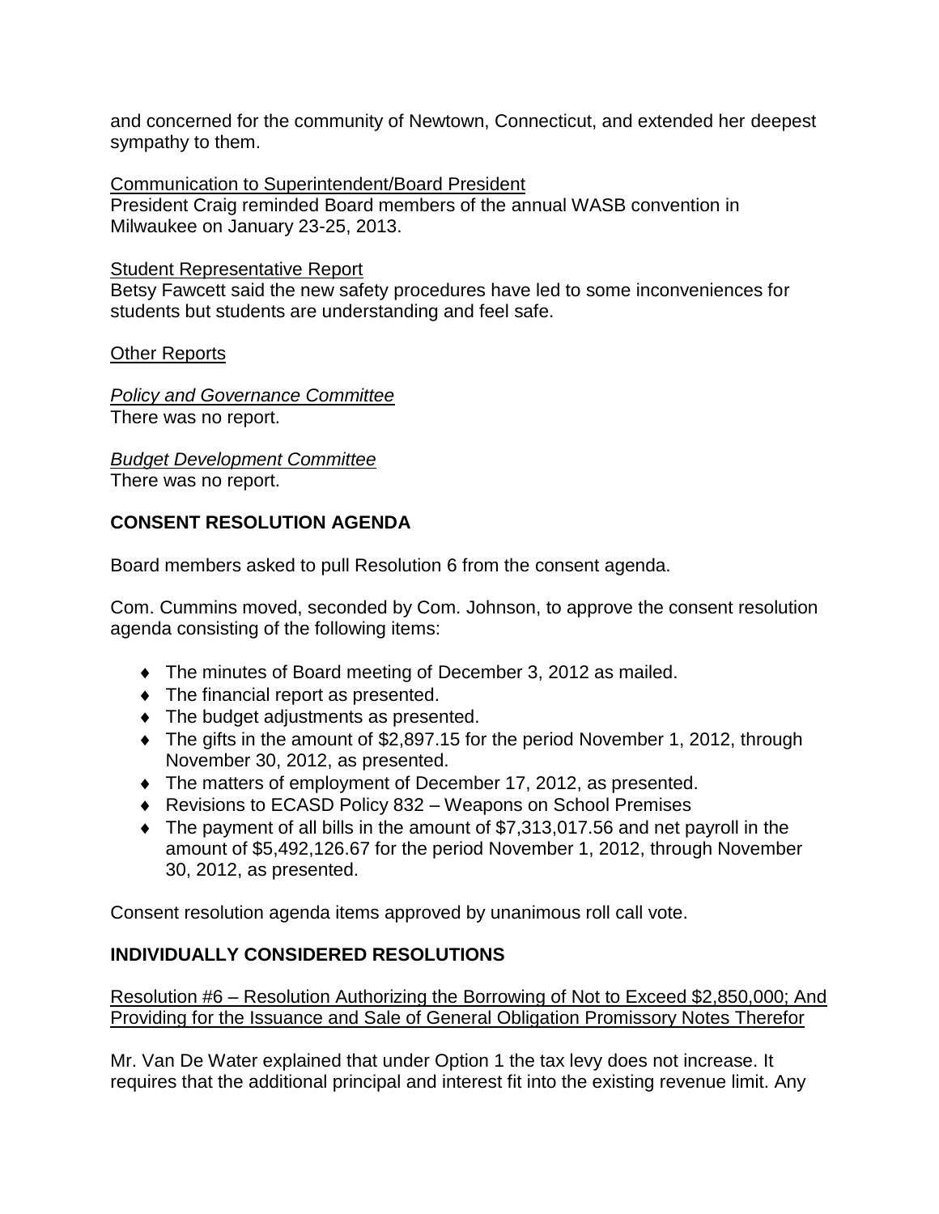and concerned for the community of Newtown, Connecticut, and extended her deepest sympathy to them.

Communication to Superintendent/Board President
President Craig reminded Board members of the annual WASB convention in Milwaukee on January 23-25, 2013.

Student Representative Report
Betsy Fawcett said the new safety procedures have led to some inconveniences for students but students are understanding and feel safe.

Other Reports

*Policy and Governance Committee*
There was no report.

*Budget Development Committee*
There was no report.

**CONSENT RESOLUTION AGENDA**

Board members asked to pull Resolution 6 from the consent agenda.

Com. Cummins moved, seconded by Com. Johnson, to approve the consent resolution agenda consisting of the following items:

- The minutes of Board meeting of December 3, 2012 as mailed.
- The financial report as presented.
- The budget adjustments as presented.
- The gifts in the amount of $2,897.15 for the period November 1, 2012, through November 30, 2012, as presented.
- The matters of employment of December 17, 2012, as presented.
- Revisions to ECASD Policy 832 – Weapons on School Premises
- The payment of all bills in the amount of $7,313,017.56 and net payroll in the amount of $5,492,126.67 for the period November 1, 2012, through November 30, 2012, as presented.

Consent resolution agenda items approved by unanimous roll call vote.

**INDIVIDUALLY CONSIDERED RESOLUTIONS**

Resolution #6 – Resolution Authorizing the Borrowing of Not to Exceed $2,850,000; And Providing for the Issuance and Sale of General Obligation Promissory Notes Therefor

Mr. Van De Water explained that under Option 1 the tax levy does not increase. It requires that the additional principal and interest fit into the existing revenue limit. Any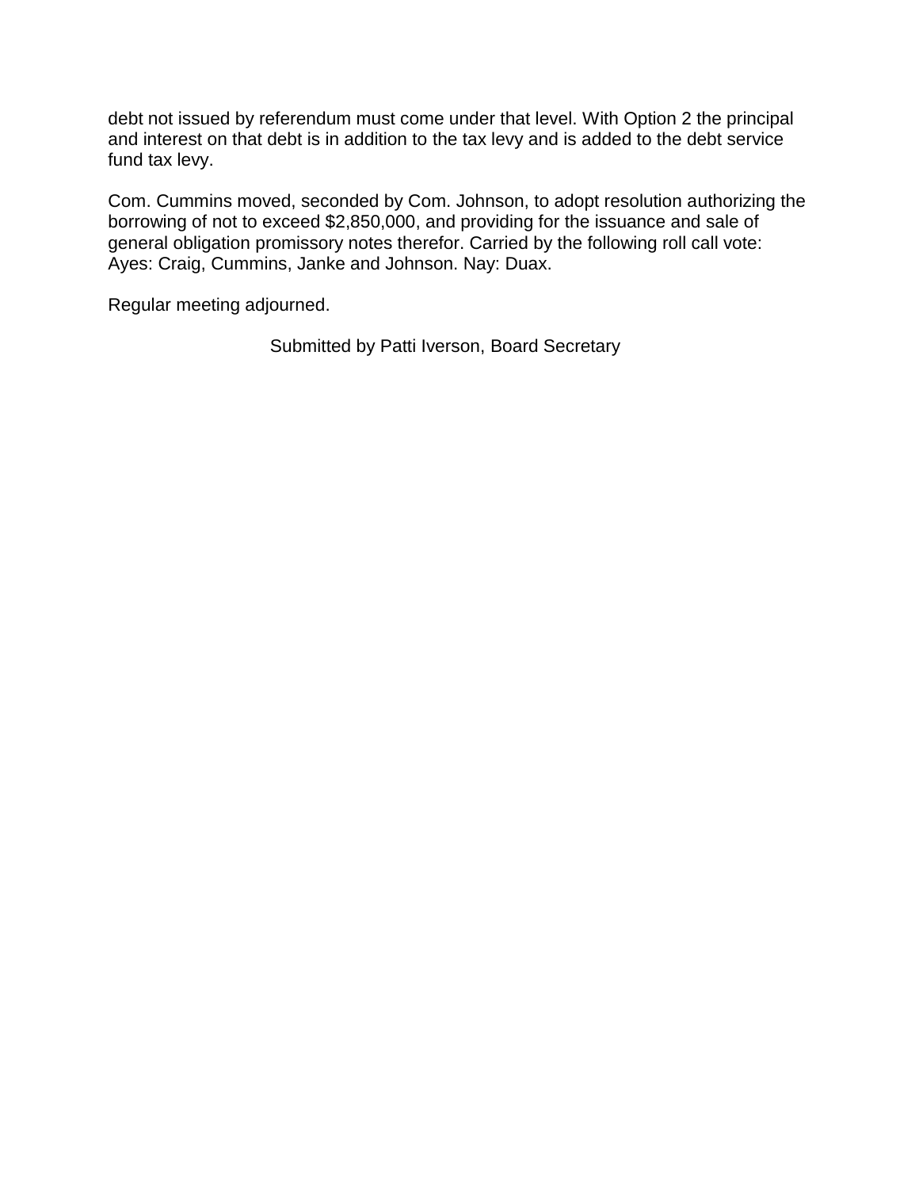debt not issued by referendum must come under that level. With Option 2 the principal and interest on that debt is in addition to the tax levy and is added to the debt service fund tax levy.

Com. Cummins moved, seconded by Com. Johnson, to adopt resolution authorizing the borrowing of not to exceed $2,850,000, and providing for the issuance and sale of general obligation promissory notes therefor. Carried by the following roll call vote: Ayes: Craig, Cummins, Janke and Johnson. Nay: Duax.

Regular meeting adjourned.

Submitted by Patti Iverson, Board Secretary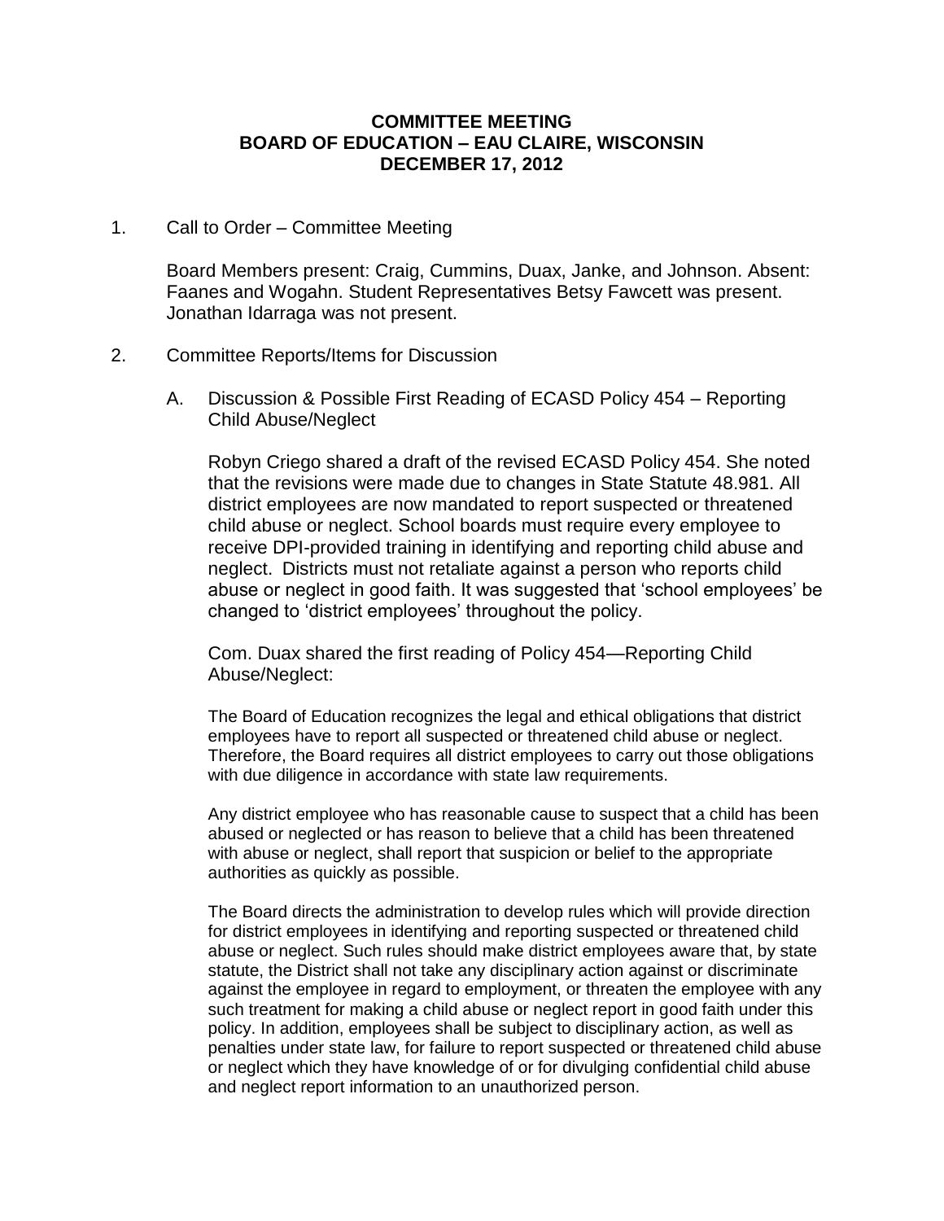**COMMITTEE MEETING**
**BOARD OF EDUCATION – EAU CLAIRE, WISCONSIN**
**DECEMBER 17, 2012**

1. Call to Order – Committee Meeting

   Board Members present: Craig, Cummins, Duax, Janke, and Johnson. Absent: Faanes and Wogahn. Student Representatives Betsy Fawcett was present. Jonathan Idarraga was not present.

2. Committee Reports/Items for Discussion

   A. Discussion & Possible First Reading of ECASD Policy 454 – Reporting Child Abuse/Neglect

      Robyn Criego shared a draft of the revised ECASD Policy 454. She noted that the revisions were made due to changes in State Statute 48.981. All district employees are now mandated to report suspected or threatened child abuse or neglect. School boards must require every employee to receive DPI-provided training in identifying and reporting child abuse and neglect. Districts must not retaliate against a person who reports child abuse or neglect in good faith. It was suggested that 'school employees' be changed to 'district employees' throughout the policy.

      Com. Duax shared the first reading of Policy 454—Reporting Child Abuse/Neglect:

      The Board of Education recognizes the legal and ethical obligations that district employees have to report all suspected or threatened child abuse or neglect. Therefore, the Board requires all district employees to carry out those obligations with due diligence in accordance with state law requirements.

      Any district employee who has reasonable cause to suspect that a child has been abused or neglected or has reason to believe that a child has been threatened with abuse or neglect, shall report that suspicion or belief to the appropriate authorities as quickly as possible.

      The Board directs the administration to develop rules which will provide direction for district employees in identifying and reporting suspected or threatened child abuse or neglect. Such rules should make district employees aware that, by state statute, the District shall not take any disciplinary action against or discriminate against the employee in regard to employment, or threaten the employee with any such treatment for making a child abuse or neglect report in good faith under this policy. In addition, employees shall be subject to disciplinary action, as well as penalties under state law, for failure to report suspected or threatened child abuse or neglect which they have knowledge of or for divulging confidential child abuse and neglect report information to an unauthorized person.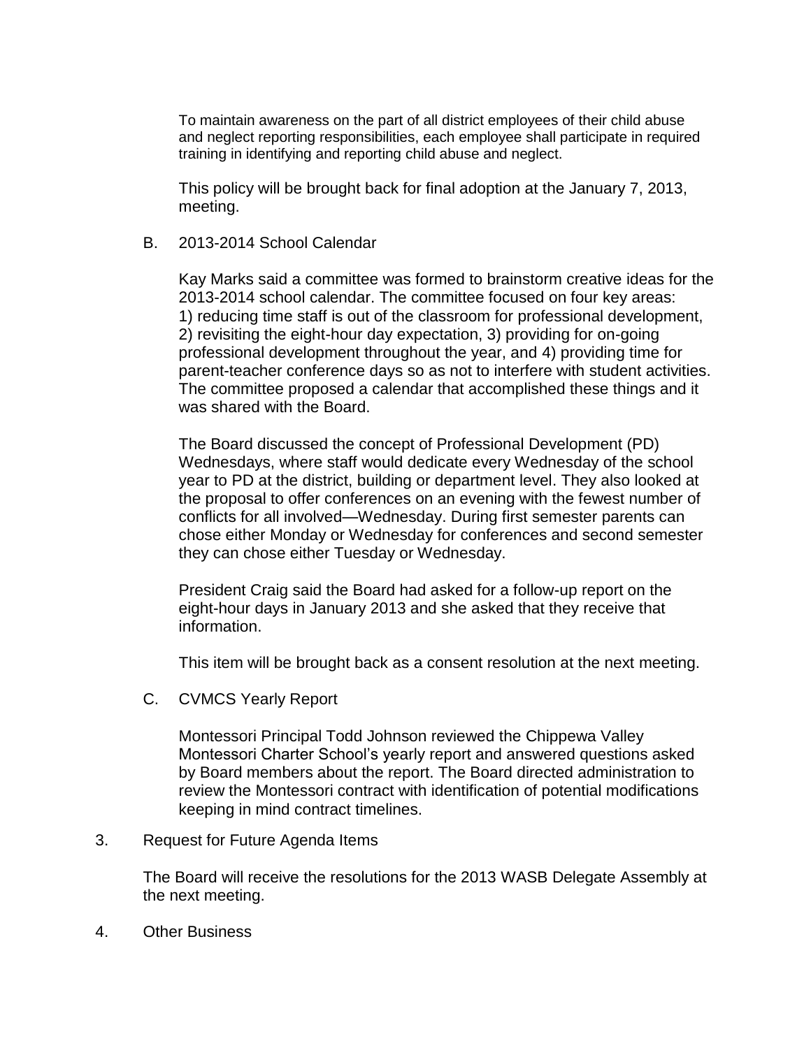To maintain awareness on the part of all district employees of their child abuse and neglect reporting responsibilities, each employee shall participate in required training in identifying and reporting child abuse and neglect.

This policy will be brought back for final adoption at the January 7, 2013, meeting.

B. 2013-2014 School Calendar

Kay Marks said a committee was formed to brainstorm creative ideas for the 2013-2014 school calendar. The committee focused on four key areas: 1) reducing time staff is out of the classroom for professional development, 2) revisiting the eight-hour day expectation, 3) providing for on-going professional development throughout the year, and 4) providing time for parent-teacher conference days so as not to interfere with student activities. The committee proposed a calendar that accomplished these things and it was shared with the Board.

The Board discussed the concept of Professional Development (PD) Wednesdays, where staff would dedicate every Wednesday of the school year to PD at the district, building or department level. They also looked at the proposal to offer conferences on an evening with the fewest number of conflicts for all involved—Wednesday. During first semester parents can chose either Monday or Wednesday for conferences and second semester they can chose either Tuesday or Wednesday.

President Craig said the Board had asked for a follow-up report on the eight-hour days in January 2013 and she asked that they receive that information.

This item will be brought back as a consent resolution at the next meeting.

C. CVMCS Yearly Report

Montessori Principal Todd Johnson reviewed the Chippewa Valley Montessori Charter School's yearly report and answered questions asked by Board members about the report. The Board directed administration to review the Montessori contract with identification of potential modifications keeping in mind contract timelines.

3. Request for Future Agenda Items

The Board will receive the resolutions for the 2013 WASB Delegate Assembly at the next meeting.

4. Other Business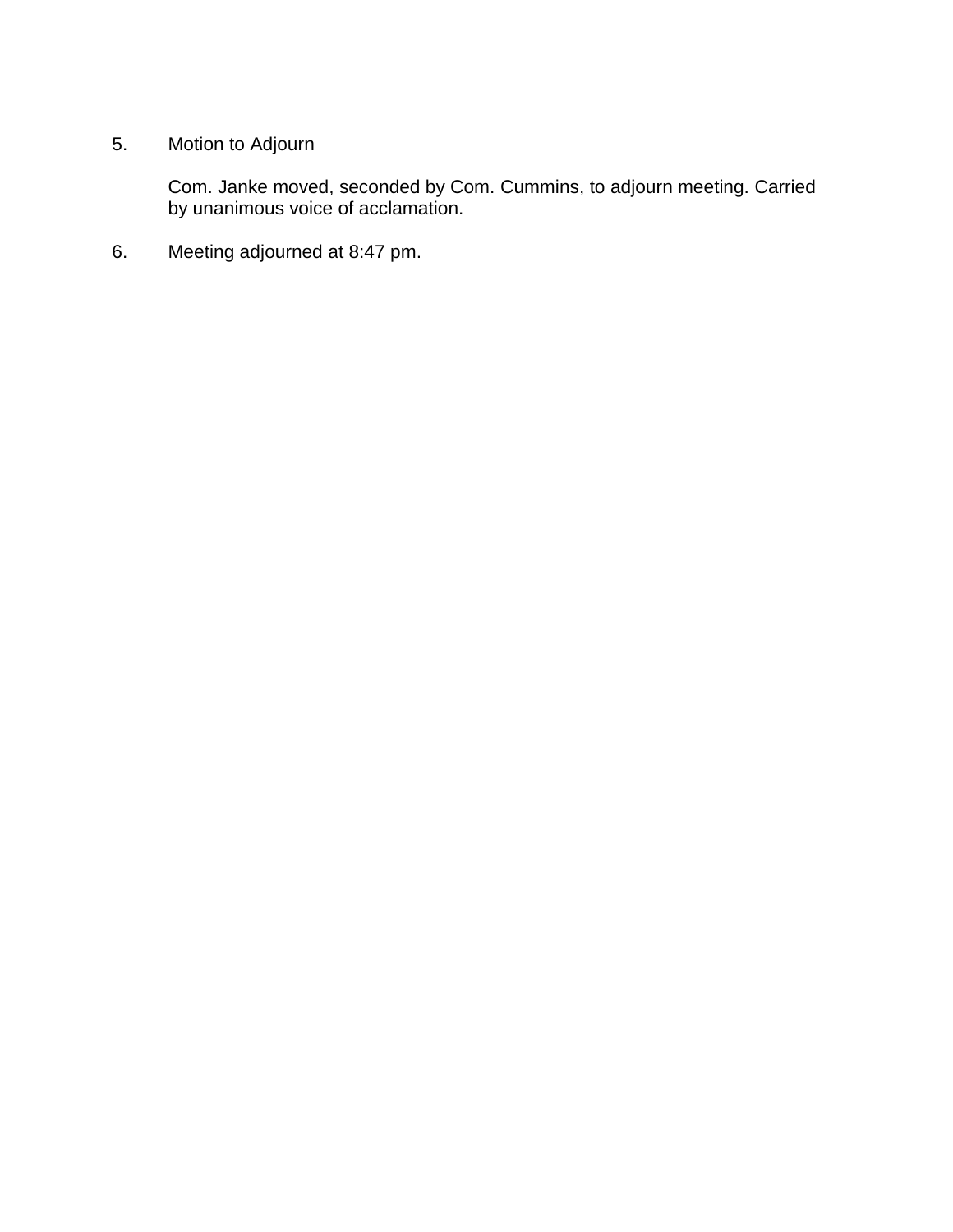5. Motion to Adjourn

   Com. Janke moved, seconded by Com. Cummins, to adjourn meeting. Carried by unanimous voice of acclamation.

6. Meeting adjourned at 8:47 pm.